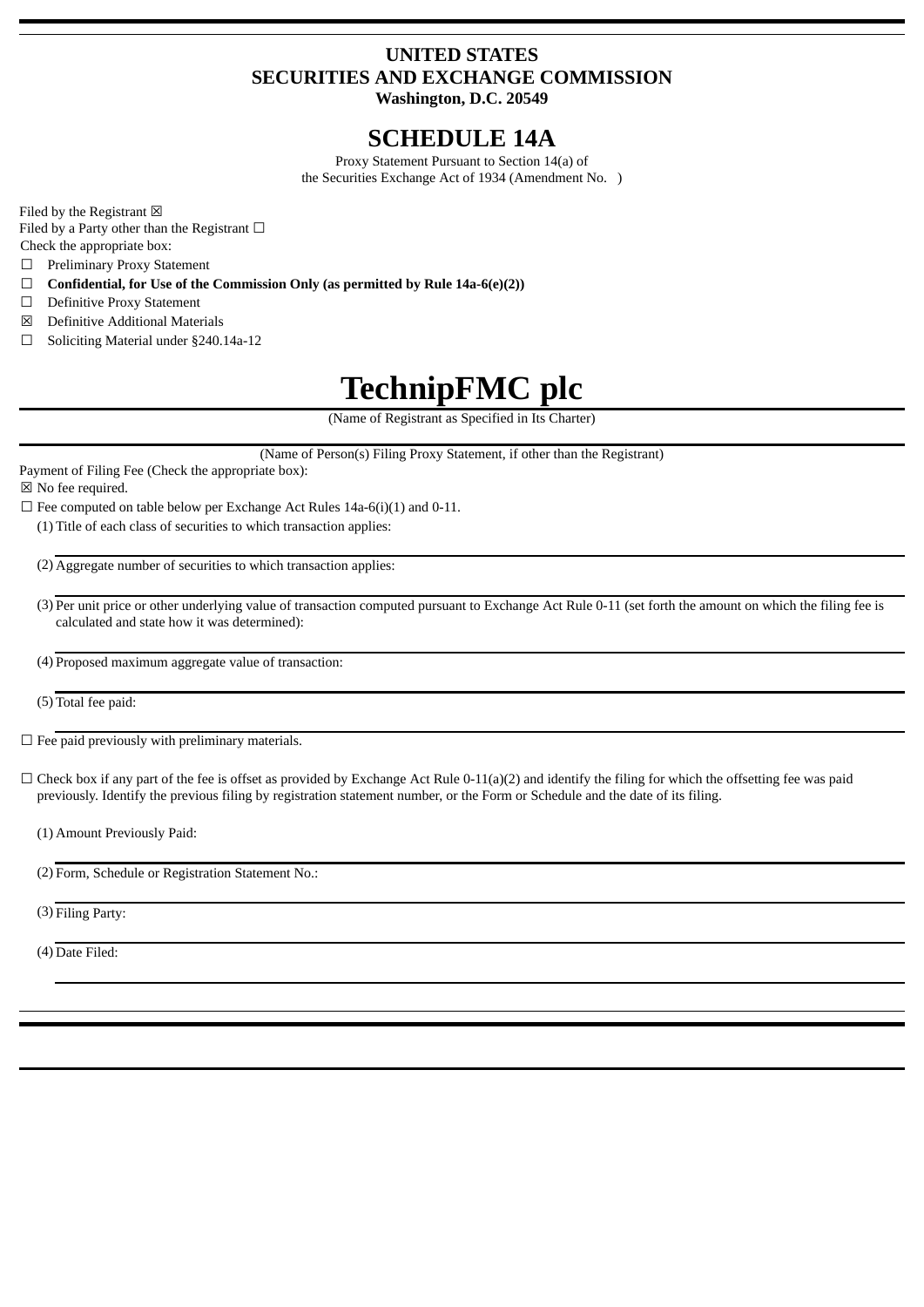# UNITED STATES
# SECURITIES AND EXCHANGE COMMISSION
**Washington, D.C. 20549**

# SCHEDULE 14A

Proxy Statement Pursuant to Section 14(a) of
the Securities Exchange Act of 1934 (Amendment No. )

Filed by the Registrant ☒
Filed by a Party other than the Registrant ☐
Check the appropriate box:

☐ Preliminary Proxy Statement
☐ **Confidential, for Use of the Commission Only (as permitted by Rule 14a-6(e)(2))**
☐ Definitive Proxy Statement
☒ Definitive Additional Materials
☐ Soliciting Material under §240.14a-12

# TechnipFMC plc

(Name of Registrant as Specified in Its Charter)

(Name of Person(s) Filing Proxy Statement, if other than the Registrant)

Payment of Filing Fee (Check the appropriate box):

☒ No fee required.

☐ Fee computed on table below per Exchange Act Rules 14a-6(i)(1) and 0-11.

(1) Title of each class of securities to which transaction applies:

(2) Aggregate number of securities to which transaction applies:

(3) Per unit price or other underlying value of transaction computed pursuant to Exchange Act Rule 0-11 (set forth the amount on which the filing fee is calculated and state how it was determined):

(4) Proposed maximum aggregate value of transaction:

(5) Total fee paid:

☐ Fee paid previously with preliminary materials.

☐ Check box if any part of the fee is offset as provided by Exchange Act Rule 0-11(a)(2) and identify the filing for which the offsetting fee was paid previously. Identify the previous filing by registration statement number, or the Form or Schedule and the date of its filing.

(1) Amount Previously Paid:

(2) Form, Schedule or Registration Statement No.:

(3) Filing Party:

(4) Date Filed: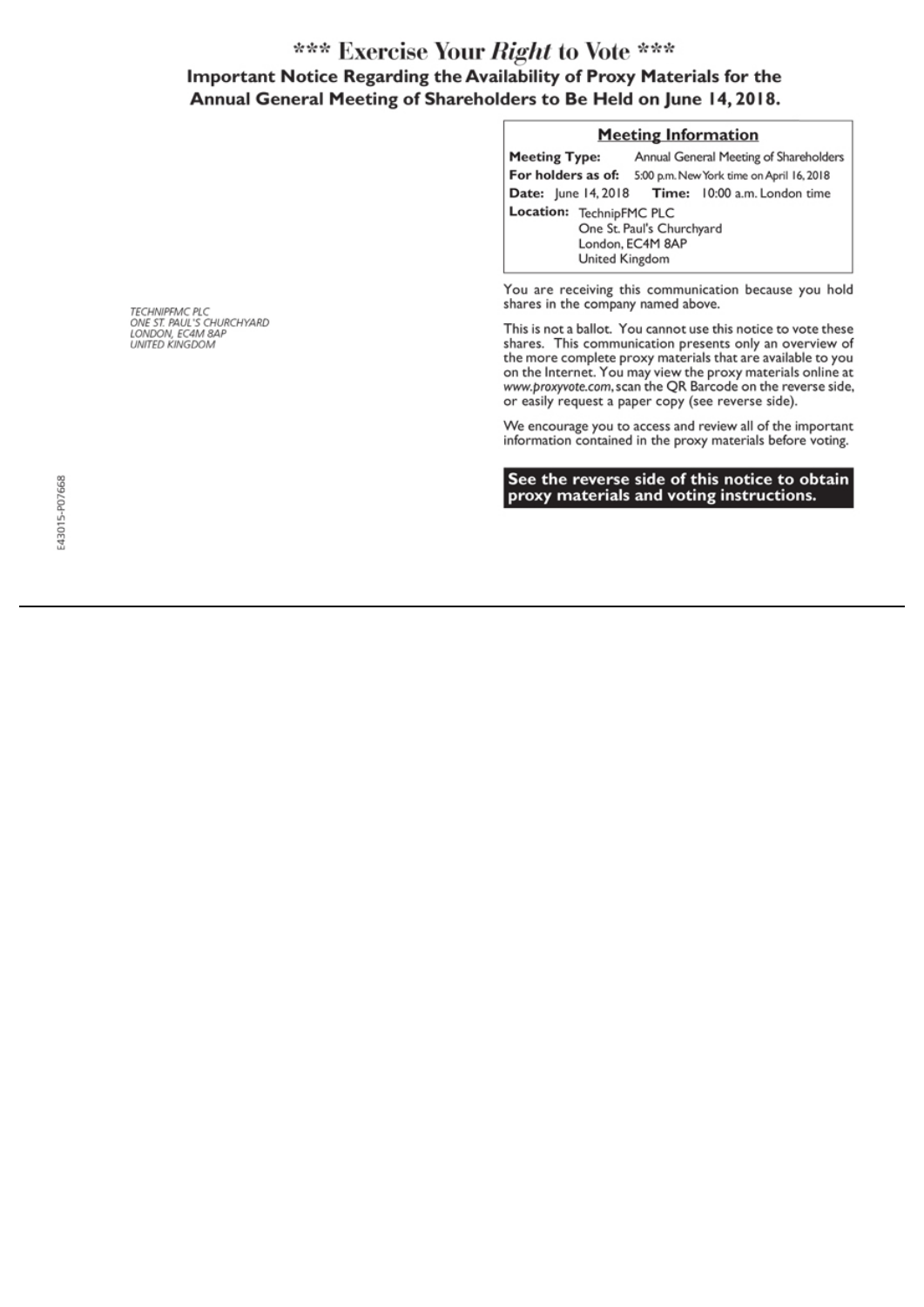# \*\*\* Exercise Your *Right* to Vote \*\*\*

## Important Notice Regarding the Availability of Proxy Materials for the Annual General Meeting of Shareholders to Be Held on June 14, 2018.

### Meeting Information

**Meeting Type:** Annual General Meeting of Shareholders
**For holders as of:** 5:00 p.m. New York time on April 16, 2018
**Date:** June 14, 2018 **Time:** 10:00 a.m. London time
**Location:** TechnipFMC PLC
One St. Paul's Churchyard
London, EC4M 8AP
United Kingdom

*TECHNIPFMC PLC*
*ONE ST. PAUL'S CHURCHYARD*
*LONDON, EC4M 8AP*
*UNITED KINGDOM*

You are receiving this communication because you hold shares in the company named above.

This is not a ballot. You cannot use this notice to vote these shares. This communication presents only an overview of the more complete proxy materials that are available to you on the Internet. You may view the proxy materials online at *www.proxyvote.com*, scan the QR Barcode on the reverse side, or easily request a paper copy (see reverse side).

We encourage you to access and review all of the important information contained in the proxy materials before voting.

**See the reverse side of this notice to obtain proxy materials and voting instructions.**

E43015-P07668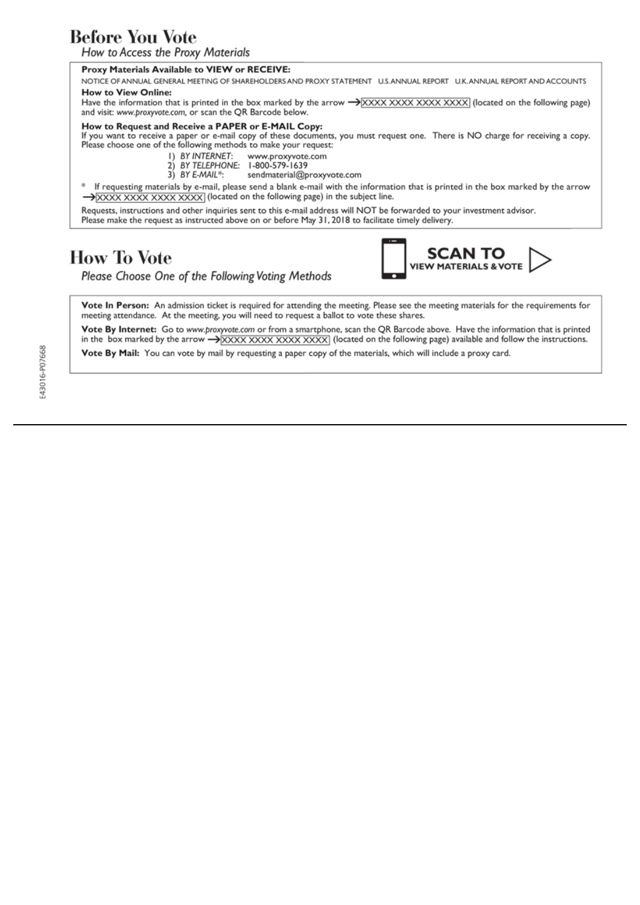# Before You Vote

*How to Access the Proxy Materials*

**Proxy Materials Available to VIEW or RECEIVE:**

NOTICE OF ANNUAL GENERAL MEETING OF SHAREHOLDERS AND PROXY STATEMENT    U.S. ANNUAL REPORT    U.K. ANNUAL REPORT AND ACCOUNTS

**How to View Online:**

Have the information that is printed in the box marked by the arrow → XXXX XXXX XXXX XXXX (located on the following page) and visit: *www.proxyvote.com,* or scan the QR Barcode below.

**How to Request and Receive a PAPER or E-MAIL Copy:**

If you want to receive a paper or e-mail copy of these documents, you must request one. There is NO charge for receiving a copy. Please choose one of the following methods to make your request:

1) *BY INTERNET*: www.proxyvote.com
2) *BY TELEPHONE*: 1-800-579-1639
3) *BY E-MAIL**: sendmaterial@proxyvote.com

* If requesting materials by e-mail, please send a blank e-mail with the information that is printed in the box marked by the arrow → XXXX XXXX XXXX XXXX (located on the following page) in the subject line.

Requests, instructions and other inquiries sent to this e-mail address will NOT be forwarded to your investment advisor. Please make the request as instructed above on or before May 31, 2018 to facilitate timely delivery.

# How To Vote

*Please Choose One of the Following Voting Methods*

**SCAN TO VIEW MATERIALS & VOTE**

**Vote In Person:** An admission ticket is required for attending the meeting. Please see the meeting materials for the requirements for meeting attendance. At the meeting, you will need to request a ballot to vote these shares.

**Vote By Internet:** Go to *www.proxyvote.com* or from a smartphone, scan the QR Barcode above. Have the information that is printed in the box marked by the arrow → XXXX XXXX XXXX XXXX (located on the following page) available and follow the instructions.

**Vote By Mail:** You can vote by mail by requesting a paper copy of the materials, which will include a proxy card.

E43016-P07668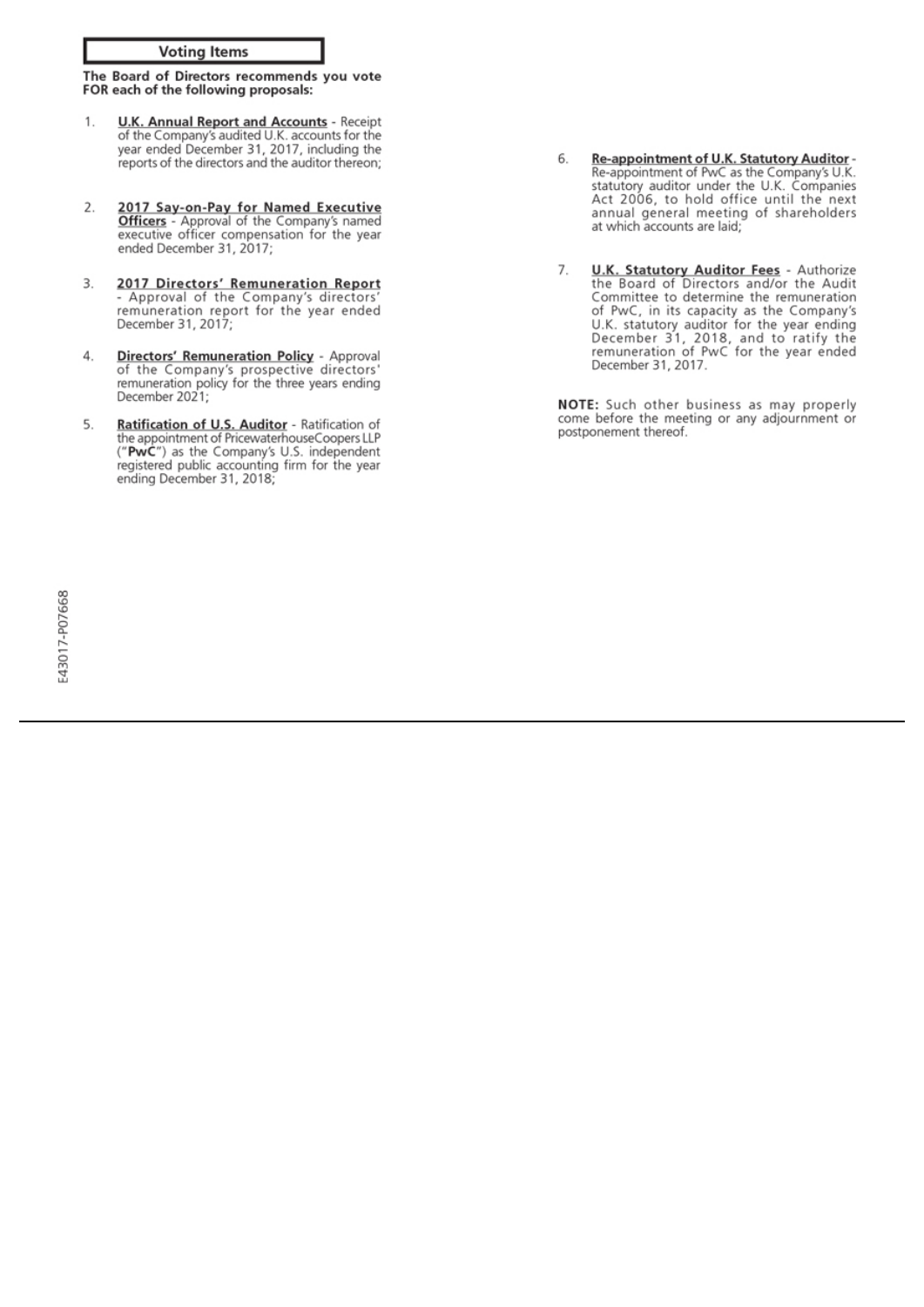## Voting Items

**The Board of Directors recommends you vote FOR each of the following proposals:**

1. **U.K. Annual Report and Accounts** - Receipt of the Company's audited U.K. accounts for the year ended December 31, 2017, including the reports of the directors and the auditor thereon;

2. **2017 Say-on-Pay for Named Executive Officers** - Approval of the Company's named executive officer compensation for the year ended December 31, 2017;

3. **2017 Directors' Remuneration Report** - Approval of the Company's directors' remuneration report for the year ended December 31, 2017;

4. **Directors' Remuneration Policy** - Approval of the Company's prospective directors' remuneration policy for the three years ending December 2021;

5. **Ratification of U.S. Auditor** - Ratification of the appointment of PricewaterhouseCoopers LLP ("**PwC**") as the Company's U.S. independent registered public accounting firm for the year ending December 31, 2018;

6. **Re-appointment of U.K. Statutory Auditor** - Re-appointment of PwC as the Company's U.K. statutory auditor under the U.K. Companies Act 2006, to hold office until the next annual general meeting of shareholders at which accounts are laid;

7. **U.K. Statutory Auditor Fees** - Authorize the Board of Directors and/or the Audit Committee to determine the remuneration of PwC, in its capacity as the Company's U.K. statutory auditor for the year ending December 31, 2018, and to ratify the remuneration of PwC for the year ended December 31, 2017.

**NOTE:** Such other business as may properly come before the meeting or any adjournment or postponement thereof.

E43017-P07668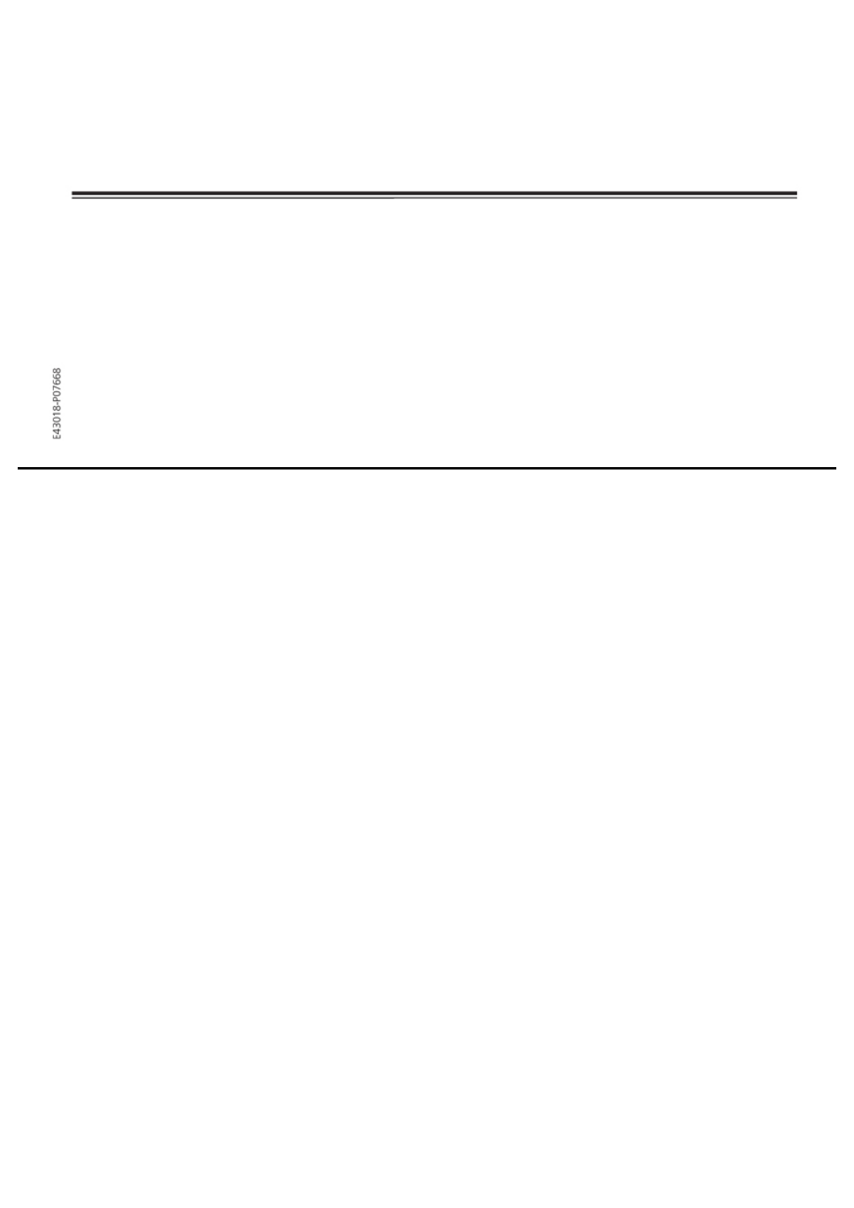E43018-P07668